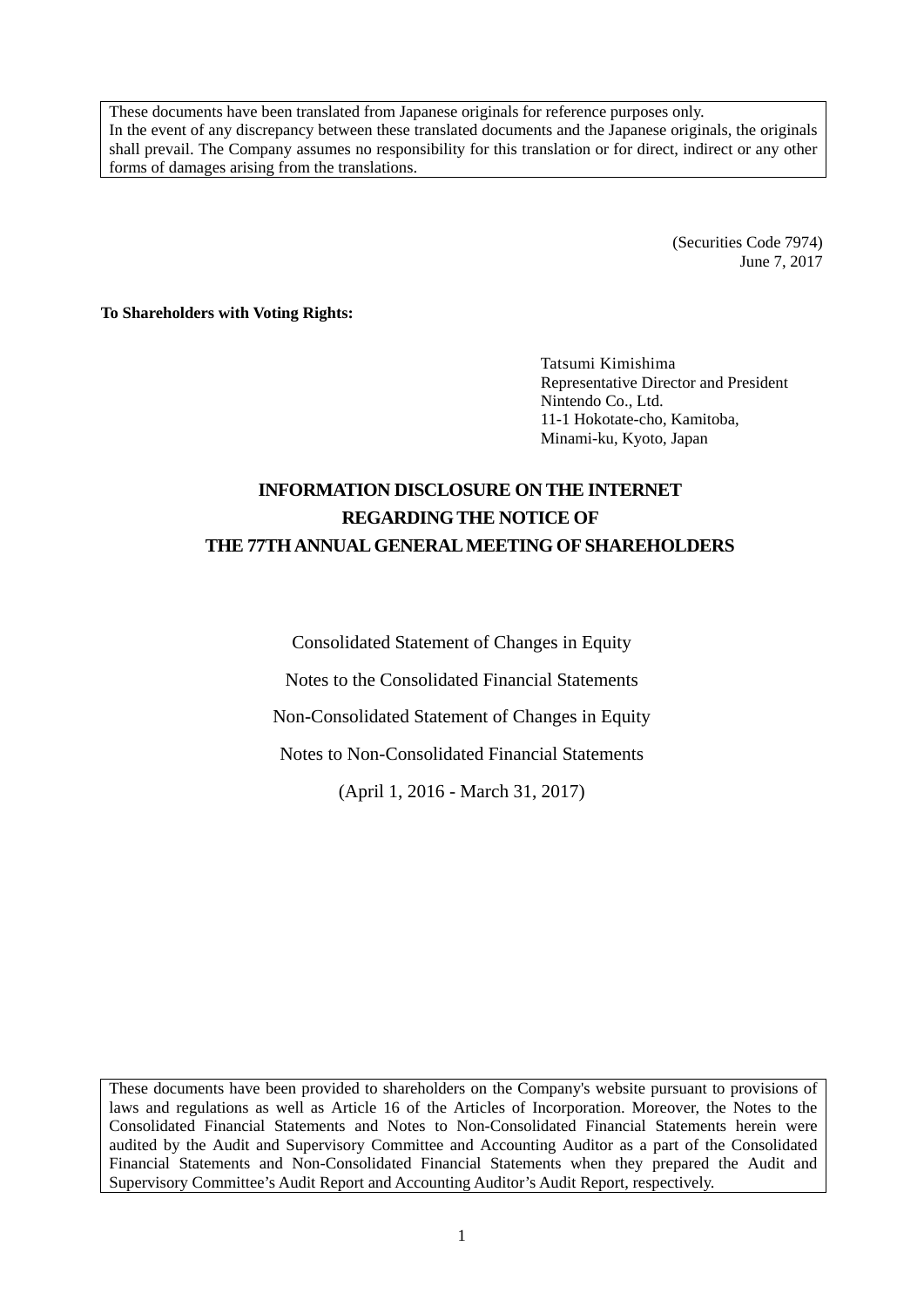These documents have been translated from Japanese originals for reference purposes only.
In the event of any discrepancy between these translated documents and the Japanese originals, the originals shall prevail. The Company assumes no responsibility for this translation or for direct, indirect or any other forms of damages arising from the translations.

(Securities Code 7974)
June 7, 2017

**To Shareholders with Voting Rights:**

Tatsumi Kimishima
Representative Director and President
Nintendo Co., Ltd.
11-1 Hokotate-cho, Kamitoba,
Minami-ku, Kyoto, Japan

# INFORMATION DISCLOSURE ON THE INTERNET REGARDING THE NOTICE OF THE 77TH ANNUAL GENERAL MEETING OF SHAREHOLDERS

Consolidated Statement of Changes in Equity

Notes to the Consolidated Financial Statements

Non-Consolidated Statement of Changes in Equity

Notes to Non-Consolidated Financial Statements

(April 1, 2016 - March 31, 2017)

These documents have been provided to shareholders on the Company's website pursuant to provisions of laws and regulations as well as Article 16 of the Articles of Incorporation. Moreover, the Notes to the Consolidated Financial Statements and Notes to Non-Consolidated Financial Statements herein were audited by the Audit and Supervisory Committee and Accounting Auditor as a part of the Consolidated Financial Statements and Non-Consolidated Financial Statements when they prepared the Audit and Supervisory Committee's Audit Report and Accounting Auditor's Audit Report, respectively.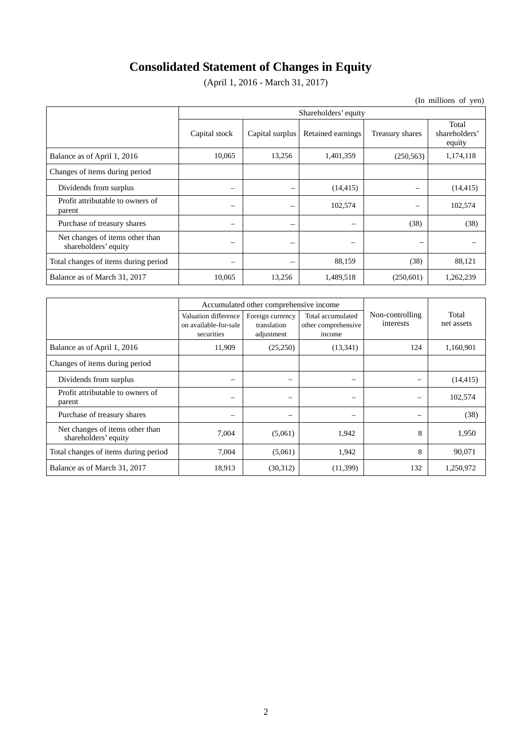# Consolidated Statement of Changes in Equity

(April 1, 2016 - March 31, 2017)

(In millions of yen)

| | Shareholders' equity | | | | |
|---|---|---|---|---|---|
| | Capital stock | Capital surplus | Retained earnings | Treasury shares | Total shareholders' equity |
| Balance as of April 1, 2016 | 10,065 | 13,256 | 1,401,359 | (250,563) | 1,174,118 |
| Changes of items during period | | | | | |
| Dividends from surplus | – | – | (14,415) | – | (14,415) |
| Profit attributable to owners of parent | – | – | 102,574 | – | 102,574 |
| Purchase of treasury shares | – | – | – | (38) | (38) |
| Net changes of items other than shareholders' equity | – | – | – | – | – |
| Total changes of items during period | – | – | 88,159 | (38) | 88,121 |
| Balance as of March 31, 2017 | 10,065 | 13,256 | 1,489,518 | (250,601) | 1,262,239 |

| | Accumulated other comprehensive income | | | Non-controlling interests | Total net assets |
|---|---|---|---|---|---|
| | Valuation difference on available-for-sale securities | Foreign currency translation adjustment | Total accumulated other comprehensive income | | |
| Balance as of April 1, 2016 | 11,909 | (25,250) | (13,341) | 124 | 1,160,901 |
| Changes of items during period | | | | | |
| Dividends from surplus | – | – | – | – | (14,415) |
| Profit attributable to owners of parent | – | – | – | – | 102,574 |
| Purchase of treasury shares | – | – | – | – | (38) |
| Net changes of items other than shareholders' equity | 7,004 | (5,061) | 1,942 | 8 | 1,950 |
| Total changes of items during period | 7,004 | (5,061) | 1,942 | 8 | 90,071 |
| Balance as of March 31, 2017 | 18,913 | (30,312) | (11,399) | 132 | 1,250,972 |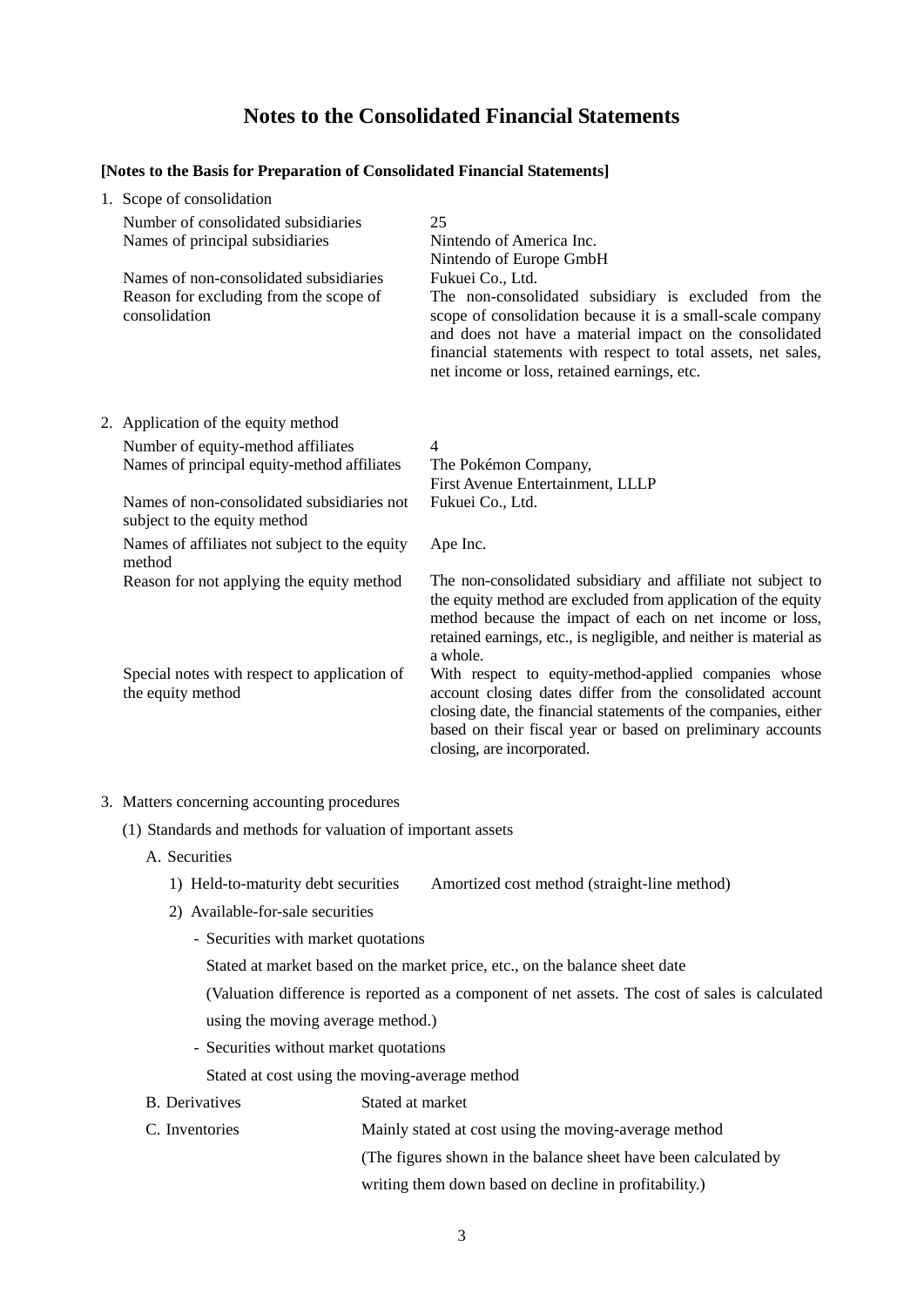# Notes to the Consolidated Financial Statements

**[Notes to the Basis for Preparation of Consolidated Financial Statements]**

1. Scope of consolidation

| | |
|---|---|
| Number of consolidated subsidiaries | 25 |
| Names of principal subsidiaries | Nintendo of America Inc.<br>Nintendo of Europe GmbH |
| Names of non-consolidated subsidiaries | Fukuei Co., Ltd. |
| Reason for excluding from the scope of consolidation | The non-consolidated subsidiary is excluded from the scope of consolidation because it is a small-scale company and does not have a material impact on the consolidated financial statements with respect to total assets, net sales, net income or loss, retained earnings, etc. |

2. Application of the equity method

| | |
|---|---|
| Number of equity-method affiliates | 4 |
| Names of principal equity-method affiliates | The Pokémon Company,<br>First Avenue Entertainment, LLLP |
| Names of non-consolidated subsidiaries not subject to the equity method | Fukuei Co., Ltd. |
| Names of affiliates not subject to the equity method | Ape Inc. |
| Reason for not applying the equity method | The non-consolidated subsidiary and affiliate not subject to the equity method are excluded from application of the equity method because the impact of each on net income or loss, retained earnings, etc., is negligible, and neither is material as a whole. |
| Special notes with respect to application of the equity method | With respect to equity-method-applied companies whose account closing dates differ from the consolidated account closing date, the financial statements of the companies, either based on their fiscal year or based on preliminary accounts closing, are incorporated. |

3. Matters concerning accounting procedures

(1) Standards and methods for valuation of important assets

A. Securities

1) Held-to-maturity debt securities — Amortized cost method (straight-line method)

2) Available-for-sale securities

- Securities with market quotations

  Stated at market based on the market price, etc., on the balance sheet date

  (Valuation difference is reported as a component of net assets. The cost of sales is calculated using the moving average method.)

- Securities without market quotations

  Stated at cost using the moving-average method

B. Derivatives — Stated at market

C. Inventories — Mainly stated at cost using the moving-average method
(The figures shown in the balance sheet have been calculated by writing them down based on decline in profitability.)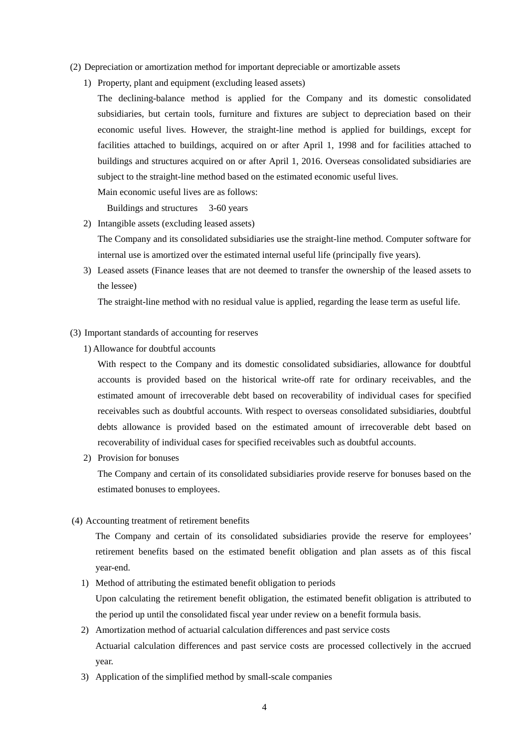(2) Depreciation or amortization method for important depreciable or amortizable assets

1) Property, plant and equipment (excluding leased assets)

The declining-balance method is applied for the Company and its domestic consolidated subsidiaries, but certain tools, furniture and fixtures are subject to depreciation based on their economic useful lives. However, the straight-line method is applied for buildings, except for facilities attached to buildings, acquired on or after April 1, 1998 and for facilities attached to buildings and structures acquired on or after April 1, 2016. Overseas consolidated subsidiaries are subject to the straight-line method based on the estimated economic useful lives.

Main economic useful lives are as follows:

Buildings and structures 3-60 years

2) Intangible assets (excluding leased assets)

The Company and its consolidated subsidiaries use the straight-line method. Computer software for internal use is amortized over the estimated internal useful life (principally five years).

3) Leased assets (Finance leases that are not deemed to transfer the ownership of the leased assets to the lessee)

The straight-line method with no residual value is applied, regarding the lease term as useful life.

(3) Important standards of accounting for reserves

1) Allowance for doubtful accounts

With respect to the Company and its domestic consolidated subsidiaries, allowance for doubtful accounts is provided based on the historical write-off rate for ordinary receivables, and the estimated amount of irrecoverable debt based on recoverability of individual cases for specified receivables such as doubtful accounts. With respect to overseas consolidated subsidiaries, doubtful debts allowance is provided based on the estimated amount of irrecoverable debt based on recoverability of individual cases for specified receivables such as doubtful accounts.

2) Provision for bonuses

The Company and certain of its consolidated subsidiaries provide reserve for bonuses based on the estimated bonuses to employees.

(4) Accounting treatment of retirement benefits

The Company and certain of its consolidated subsidiaries provide the reserve for employees' retirement benefits based on the estimated benefit obligation and plan assets as of this fiscal year-end.

1) Method of attributing the estimated benefit obligation to periods

Upon calculating the retirement benefit obligation, the estimated benefit obligation is attributed to the period up until the consolidated fiscal year under review on a benefit formula basis.

2) Amortization method of actuarial calculation differences and past service costs

Actuarial calculation differences and past service costs are processed collectively in the accrued year.

3) Application of the simplified method by small-scale companies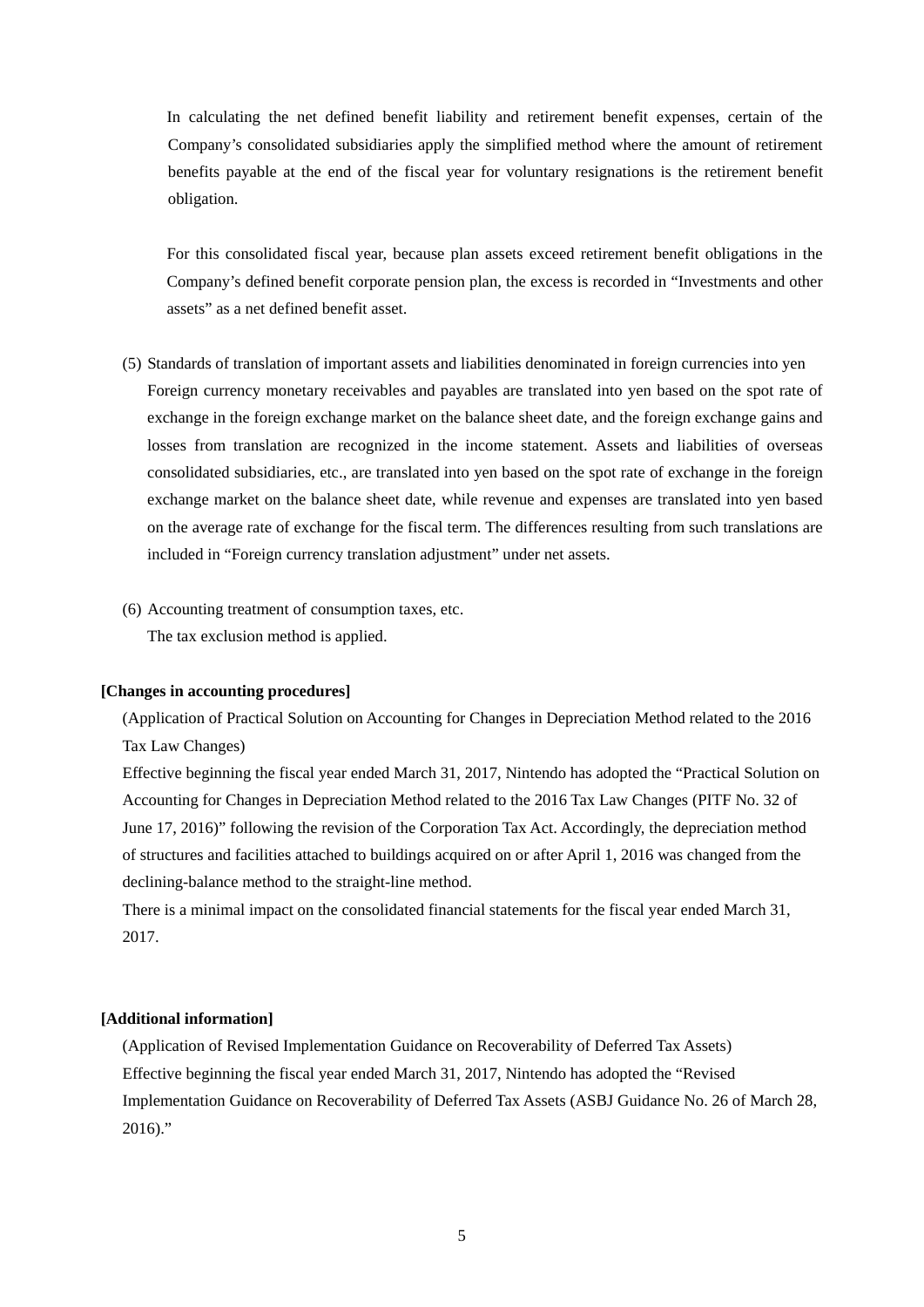In calculating the net defined benefit liability and retirement benefit expenses, certain of the Company's consolidated subsidiaries apply the simplified method where the amount of retirement benefits payable at the end of the fiscal year for voluntary resignations is the retirement benefit obligation.

For this consolidated fiscal year, because plan assets exceed retirement benefit obligations in the Company's defined benefit corporate pension plan, the excess is recorded in "Investments and other assets" as a net defined benefit asset.

(5) Standards of translation of important assets and liabilities denominated in foreign currencies into yen

Foreign currency monetary receivables and payables are translated into yen based on the spot rate of exchange in the foreign exchange market on the balance sheet date, and the foreign exchange gains and losses from translation are recognized in the income statement. Assets and liabilities of overseas consolidated subsidiaries, etc., are translated into yen based on the spot rate of exchange in the foreign exchange market on the balance sheet date, while revenue and expenses are translated into yen based on the average rate of exchange for the fiscal term. The differences resulting from such translations are included in "Foreign currency translation adjustment" under net assets.

(6) Accounting treatment of consumption taxes, etc.

The tax exclusion method is applied.

**[Changes in accounting procedures]**

(Application of Practical Solution on Accounting for Changes in Depreciation Method related to the 2016 Tax Law Changes)

Effective beginning the fiscal year ended March 31, 2017, Nintendo has adopted the "Practical Solution on Accounting for Changes in Depreciation Method related to the 2016 Tax Law Changes (PITF No. 32 of June 17, 2016)" following the revision of the Corporation Tax Act. Accordingly, the depreciation method of structures and facilities attached to buildings acquired on or after April 1, 2016 was changed from the declining-balance method to the straight-line method.

There is a minimal impact on the consolidated financial statements for the fiscal year ended March 31, 2017.

**[Additional information]**

(Application of Revised Implementation Guidance on Recoverability of Deferred Tax Assets)

Effective beginning the fiscal year ended March 31, 2017, Nintendo has adopted the "Revised Implementation Guidance on Recoverability of Deferred Tax Assets (ASBJ Guidance No. 26 of March 28, 2016)."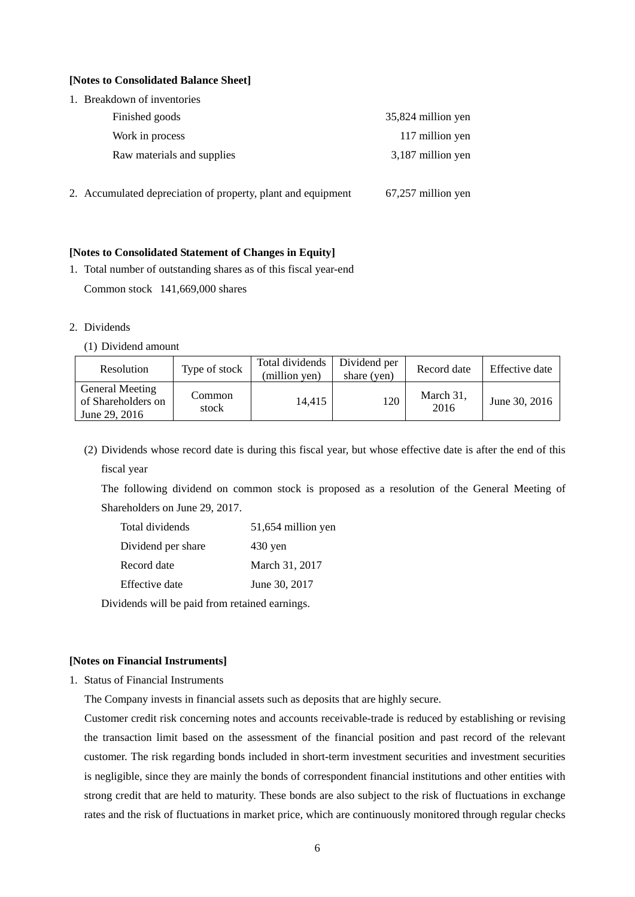**[Notes to Consolidated Balance Sheet]**

1. Breakdown of inventories

| | |
|---|---|
| Finished goods | 35,824 million yen |
| Work in process | 117 million yen |
| Raw materials and supplies | 3,187 million yen |

2. Accumulated depreciation of property, plant and equipment 67,257 million yen

**[Notes to Consolidated Statement of Changes in Equity]**

1. Total number of outstanding shares as of this fiscal year-end

   Common stock 141,669,000 shares

2. Dividends

   (1) Dividend amount

| Resolution | Type of stock | Total dividends (million yen) | Dividend per share (yen) | Record date | Effective date |
|---|---|---|---|---|---|
| General Meeting of Shareholders on June 29, 2016 | Common stock | 14,415 | 120 | March 31, 2016 | June 30, 2016 |

   (2) Dividends whose record date is during this fiscal year, but whose effective date is after the end of this fiscal year

   The following dividend on common stock is proposed as a resolution of the General Meeting of Shareholders on June 29, 2017.

| | |
|---|---|
| Total dividends | 51,654 million yen |
| Dividend per share | 430 yen |
| Record date | March 31, 2017 |
| Effective date | June 30, 2017 |

   Dividends will be paid from retained earnings.

**[Notes on Financial Instruments]**

1. Status of Financial Instruments

   The Company invests in financial assets such as deposits that are highly secure.

   Customer credit risk concerning notes and accounts receivable-trade is reduced by establishing or revising the transaction limit based on the assessment of the financial position and past record of the relevant customer. The risk regarding bonds included in short-term investment securities and investment securities is negligible, since they are mainly the bonds of correspondent financial institutions and other entities with strong credit that are held to maturity. These bonds are also subject to the risk of fluctuations in exchange rates and the risk of fluctuations in market price, which are continuously monitored through regular checks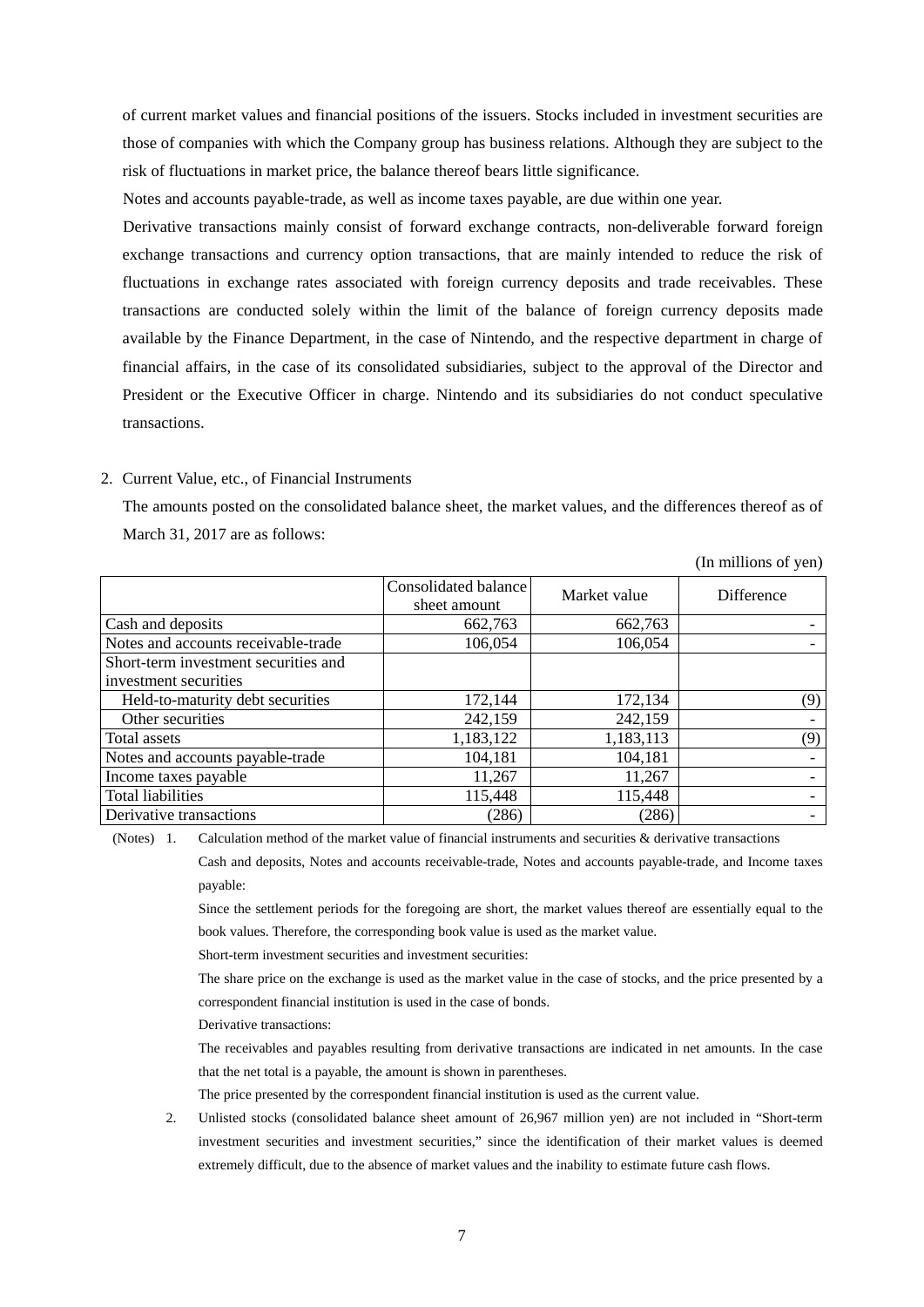of current market values and financial positions of the issuers. Stocks included in investment securities are those of companies with which the Company group has business relations. Although they are subject to the risk of fluctuations in market price, the balance thereof bears little significance.

Notes and accounts payable-trade, as well as income taxes payable, are due within one year.

Derivative transactions mainly consist of forward exchange contracts, non-deliverable forward foreign exchange transactions and currency option transactions, that are mainly intended to reduce the risk of fluctuations in exchange rates associated with foreign currency deposits and trade receivables. These transactions are conducted solely within the limit of the balance of foreign currency deposits made available by the Finance Department, in the case of Nintendo, and the respective department in charge of financial affairs, in the case of its consolidated subsidiaries, subject to the approval of the Director and President or the Executive Officer in charge. Nintendo and its subsidiaries do not conduct speculative transactions.

2. Current Value, etc., of Financial Instruments

The amounts posted on the consolidated balance sheet, the market values, and the differences thereof as of March 31, 2017 are as follows:

(In millions of yen)

| | Consolidated balance sheet amount | Market value | Difference |
|---|---|---|---|
| Cash and deposits | 662,763 | 662,763 | - |
| Notes and accounts receivable-trade | 106,054 | 106,054 | - |
| Short-term investment securities and investment securities | | | |
| Held-to-maturity debt securities | 172,144 | 172,134 | (9) |
| Other securities | 242,159 | 242,159 | - |
| Total assets | 1,183,122 | 1,183,113 | (9) |
| Notes and accounts payable-trade | 104,181 | 104,181 | - |
| Income taxes payable | 11,267 | 11,267 | - |
| Total liabilities | 115,448 | 115,448 | - |
| Derivative transactions | (286) | (286) | - |

(Notes) 1. Calculation method of the market value of financial instruments and securities & derivative transactions

Cash and deposits, Notes and accounts receivable-trade, Notes and accounts payable-trade, and Income taxes payable:

Since the settlement periods for the foregoing are short, the market values thereof are essentially equal to the book values. Therefore, the corresponding book value is used as the market value.

Short-term investment securities and investment securities:

The share price on the exchange is used as the market value in the case of stocks, and the price presented by a correspondent financial institution is used in the case of bonds.

Derivative transactions:

The receivables and payables resulting from derivative transactions are indicated in net amounts. In the case that the net total is a payable, the amount is shown in parentheses.

The price presented by the correspondent financial institution is used as the current value.

2. Unlisted stocks (consolidated balance sheet amount of 26,967 million yen) are not included in "Short-term investment securities and investment securities," since the identification of their market values is deemed extremely difficult, due to the absence of market values and the inability to estimate future cash flows.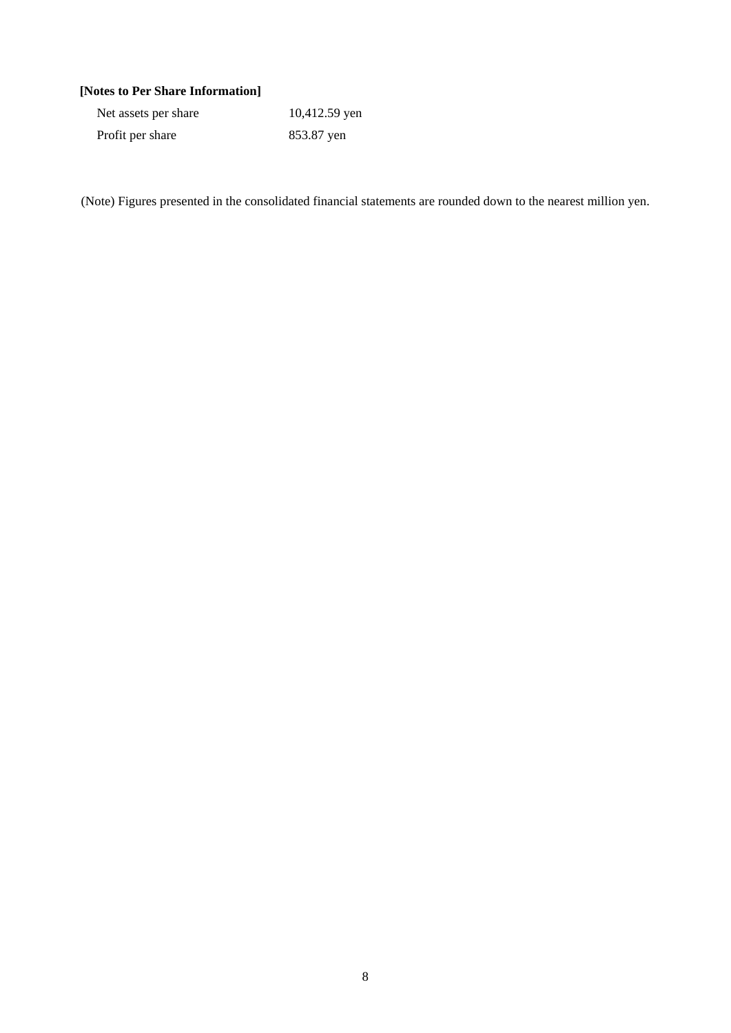**[Notes to Per Share Information]**

| | |
|---|---|
| Net assets per share | 10,412.59 yen |
| Profit per share | 853.87 yen |

(Note) Figures presented in the consolidated financial statements are rounded down to the nearest million yen.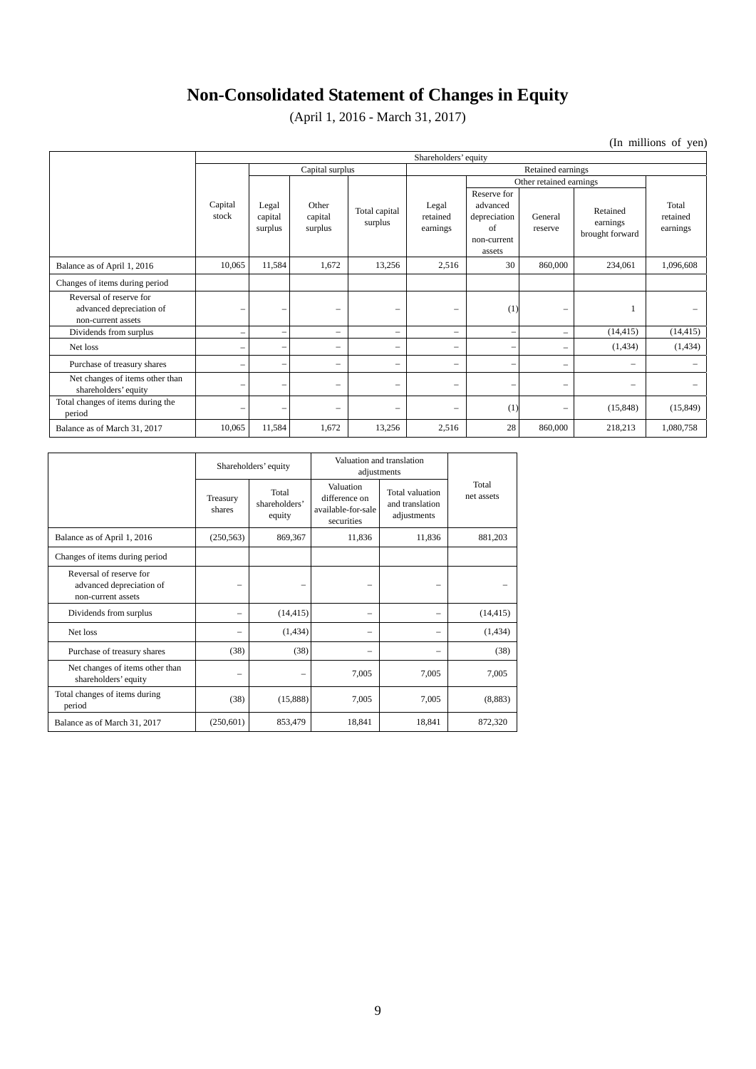# Non-Consolidated Statement of Changes in Equity

(April 1, 2016 - March 31, 2017)

(In millions of yen)

| | Shareholders' equity | | | | | | | | |
|---|---|---|---|---|---|---|---|---|---|
| | | Capital surplus | | | Retained earnings | | | | |
| | | | | | | Other retained earnings | | | |
| | Capital stock | Legal capital surplus | Other capital surplus | Total capital surplus | Legal retained earnings | Reserve for advanced depreciation of non-current assets | General reserve | Retained earnings brought forward | Total retained earnings |
| Balance as of April 1, 2016 | 10,065 | 11,584 | 1,672 | 13,256 | 2,516 | 30 | 860,000 | 234,061 | 1,096,608 |
| Changes of items during period | | | | | | | | | |
| Reversal of reserve for advanced depreciation of non-current assets | – | – | – | – | – | (1) | – | 1 | – |
| Dividends from surplus | – | – | – | – | – | – | – | (14,415) | (14,415) |
| Net loss | – | – | – | – | – | – | – | (1,434) | (1,434) |
| Purchase of treasury shares | – | – | – | – | – | – | – | – | – |
| Net changes of items other than shareholders' equity | – | – | – | – | – | – | – | – | – |
| Total changes of items during the period | – | – | – | – | – | (1) | – | (15,848) | (15,849) |
| Balance as of March 31, 2017 | 10,065 | 11,584 | 1,672 | 13,256 | 2,516 | 28 | 860,000 | 218,213 | 1,080,758 |

| | Shareholders' equity | | Valuation and translation adjustments | | Total net assets |
|---|---|---|---|---|---|
| | Treasury shares | Total shareholders' equity | Valuation difference on available-for-sale securities | Total valuation and translation adjustments | |
| Balance as of April 1, 2016 | (250,563) | 869,367 | 11,836 | 11,836 | 881,203 |
| Changes of items during period | | | | | |
| Reversal of reserve for advanced depreciation of non-current assets | – | – | – | – | – |
| Dividends from surplus | – | (14,415) | – | – | (14,415) |
| Net loss | – | (1,434) | – | – | (1,434) |
| Purchase of treasury shares | (38) | (38) | – | – | (38) |
| Net changes of items other than shareholders' equity | – | – | 7,005 | 7,005 | 7,005 |
| Total changes of items during period | (38) | (15,888) | 7,005 | 7,005 | (8,883) |
| Balance as of March 31, 2017 | (250,601) | 853,479 | 18,841 | 18,841 | 872,320 |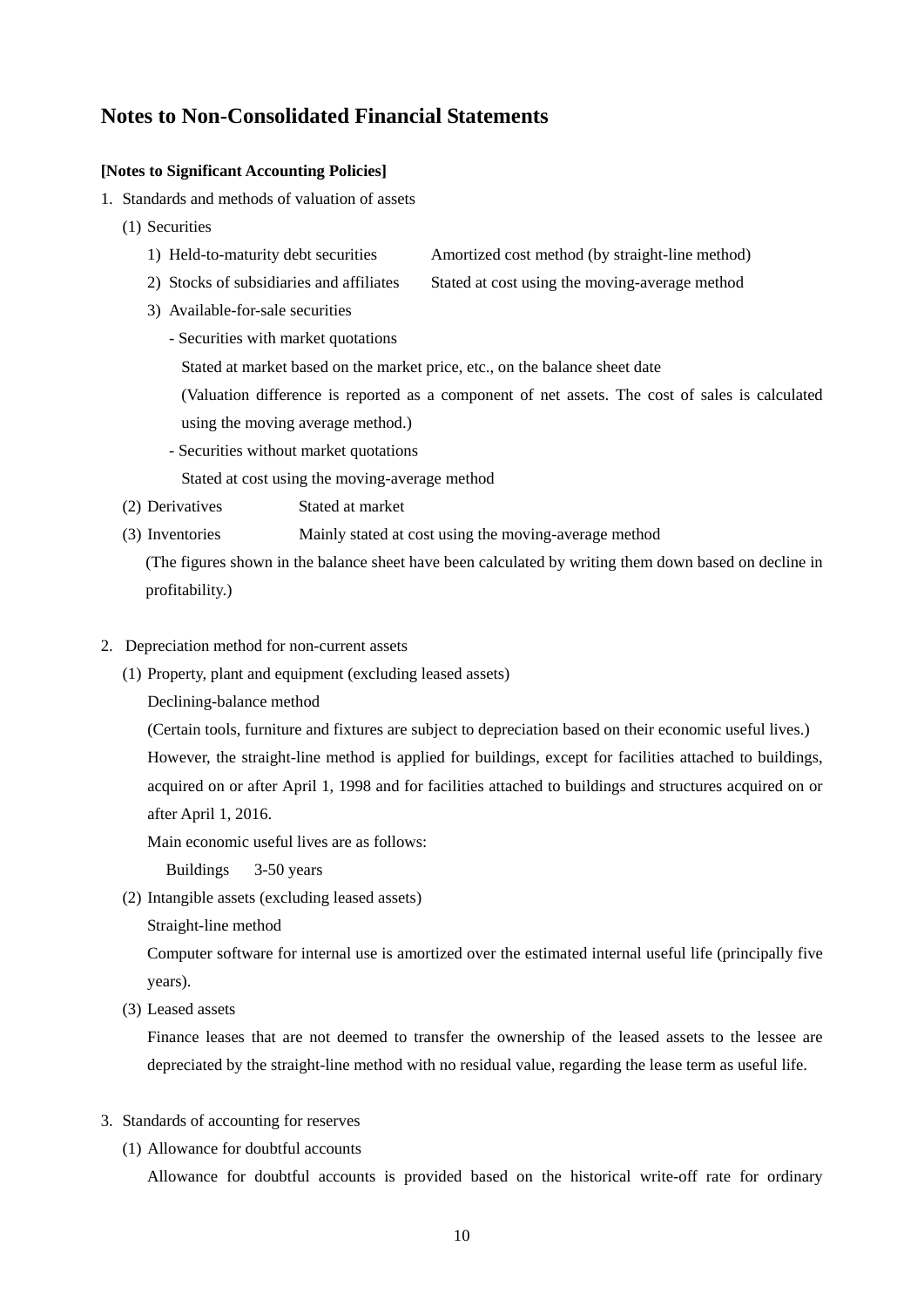## Notes to Non-Consolidated Financial Statements

**[Notes to Significant Accounting Policies]**

1. Standards and methods of valuation of assets

   (1) Securities

   1) Held-to-maturity debt securities — Amortized cost method (by straight-line method)

   2) Stocks of subsidiaries and affiliates — Stated at cost using the moving-average method

   3) Available-for-sale securities

   - Securities with market quotations

     Stated at market based on the market price, etc., on the balance sheet date

     (Valuation difference is reported as a component of net assets. The cost of sales is calculated using the moving average method.)

   - Securities without market quotations

     Stated at cost using the moving-average method

   (2) Derivatives — Stated at market

   (3) Inventories — Mainly stated at cost using the moving-average method

   (The figures shown in the balance sheet have been calculated by writing them down based on decline in profitability.)

2. Depreciation method for non-current assets

   (1) Property, plant and equipment (excluding leased assets)

   Declining-balance method

   (Certain tools, furniture and fixtures are subject to depreciation based on their economic useful lives.)

   However, the straight-line method is applied for buildings, except for facilities attached to buildings, acquired on or after April 1, 1998 and for facilities attached to buildings and structures acquired on or after April 1, 2016.

   Main economic useful lives are as follows:

   Buildings 3-50 years

   (2) Intangible assets (excluding leased assets)

   Straight-line method

   Computer software for internal use is amortized over the estimated internal useful life (principally five years).

   (3) Leased assets

   Finance leases that are not deemed to transfer the ownership of the leased assets to the lessee are depreciated by the straight-line method with no residual value, regarding the lease term as useful life.

3. Standards of accounting for reserves

   (1) Allowance for doubtful accounts

   Allowance for doubtful accounts is provided based on the historical write-off rate for ordinary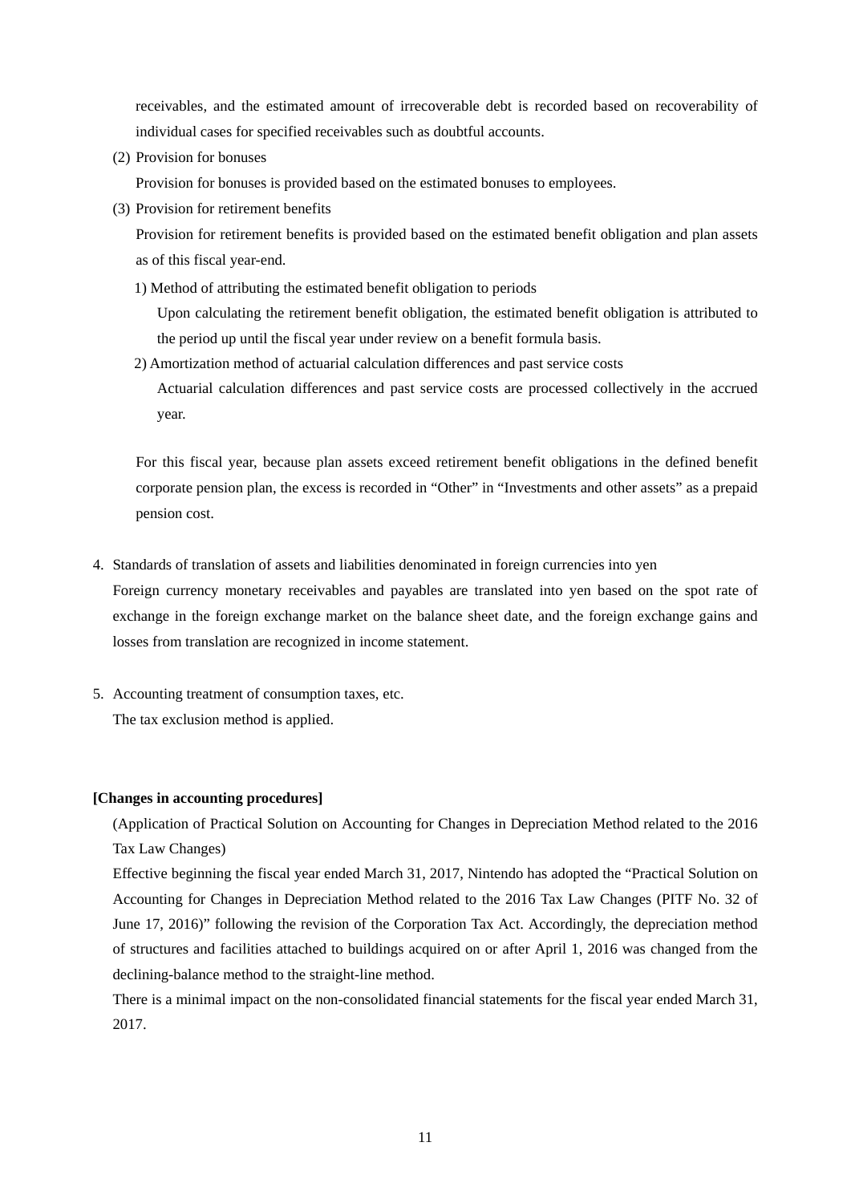receivables, and the estimated amount of irrecoverable debt is recorded based on recoverability of individual cases for specified receivables such as doubtful accounts.

(2) Provision for bonuses

Provision for bonuses is provided based on the estimated bonuses to employees.

(3) Provision for retirement benefits

Provision for retirement benefits is provided based on the estimated benefit obligation and plan assets as of this fiscal year-end.

1) Method of attributing the estimated benefit obligation to periods

Upon calculating the retirement benefit obligation, the estimated benefit obligation is attributed to the period up until the fiscal year under review on a benefit formula basis.

2) Amortization method of actuarial calculation differences and past service costs

Actuarial calculation differences and past service costs are processed collectively in the accrued year.

For this fiscal year, because plan assets exceed retirement benefit obligations in the defined benefit corporate pension plan, the excess is recorded in “Other” in “Investments and other assets” as a prepaid pension cost.

4. Standards of translation of assets and liabilities denominated in foreign currencies into yen

Foreign currency monetary receivables and payables are translated into yen based on the spot rate of exchange in the foreign exchange market on the balance sheet date, and the foreign exchange gains and losses from translation are recognized in income statement.

5. Accounting treatment of consumption taxes, etc.

The tax exclusion method is applied.

**[Changes in accounting procedures]**

(Application of Practical Solution on Accounting for Changes in Depreciation Method related to the 2016 Tax Law Changes)

Effective beginning the fiscal year ended March 31, 2017, Nintendo has adopted the “Practical Solution on Accounting for Changes in Depreciation Method related to the 2016 Tax Law Changes (PITF No. 32 of June 17, 2016)” following the revision of the Corporation Tax Act. Accordingly, the depreciation method of structures and facilities attached to buildings acquired on or after April 1, 2016 was changed from the declining-balance method to the straight-line method.

There is a minimal impact on the non-consolidated financial statements for the fiscal year ended March 31, 2017.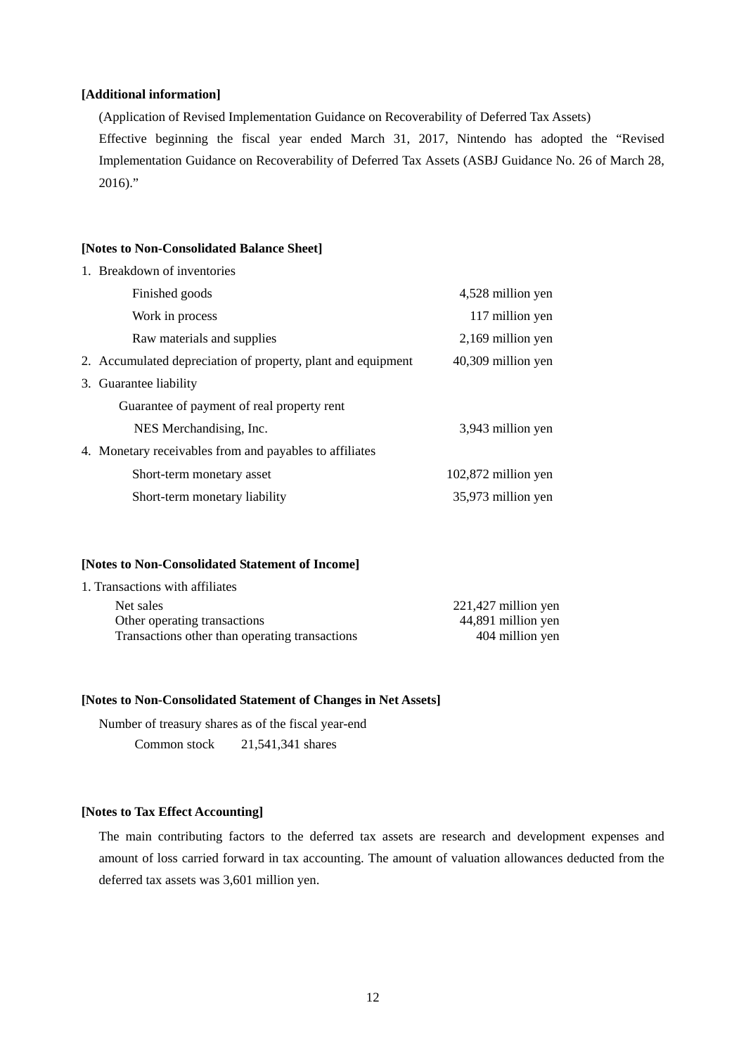**[Additional information]**

(Application of Revised Implementation Guidance on Recoverability of Deferred Tax Assets)

Effective beginning the fiscal year ended March 31, 2017, Nintendo has adopted the "Revised Implementation Guidance on Recoverability of Deferred Tax Assets (ASBJ Guidance No. 26 of March 28, 2016)."

**[Notes to Non-Consolidated Balance Sheet]**

1. Breakdown of inventories

| | |
|---|---|
| Finished goods | 4,528 million yen |
| Work in process | 117 million yen |
| Raw materials and supplies | 2,169 million yen |

2. Accumulated depreciation of property, plant and equipment — 40,309 million yen

3. Guarantee liability

Guarantee of payment of real property rent

| | |
|---|---|
| NES Merchandising, Inc. | 3,943 million yen |

4. Monetary receivables from and payables to affiliates

| | |
|---|---|
| Short-term monetary asset | 102,872 million yen |
| Short-term monetary liability | 35,973 million yen |

**[Notes to Non-Consolidated Statement of Income]**

1. Transactions with affiliates

| | |
|---|---|
| Net sales | 221,427 million yen |
| Other operating transactions | 44,891 million yen |
| Transactions other than operating transactions | 404 million yen |

**[Notes to Non-Consolidated Statement of Changes in Net Assets]**

Number of treasury shares as of the fiscal year-end

Common stock 21,541,341 shares

**[Notes to Tax Effect Accounting]**

The main contributing factors to the deferred tax assets are research and development expenses and amount of loss carried forward in tax accounting. The amount of valuation allowances deducted from the deferred tax assets was 3,601 million yen.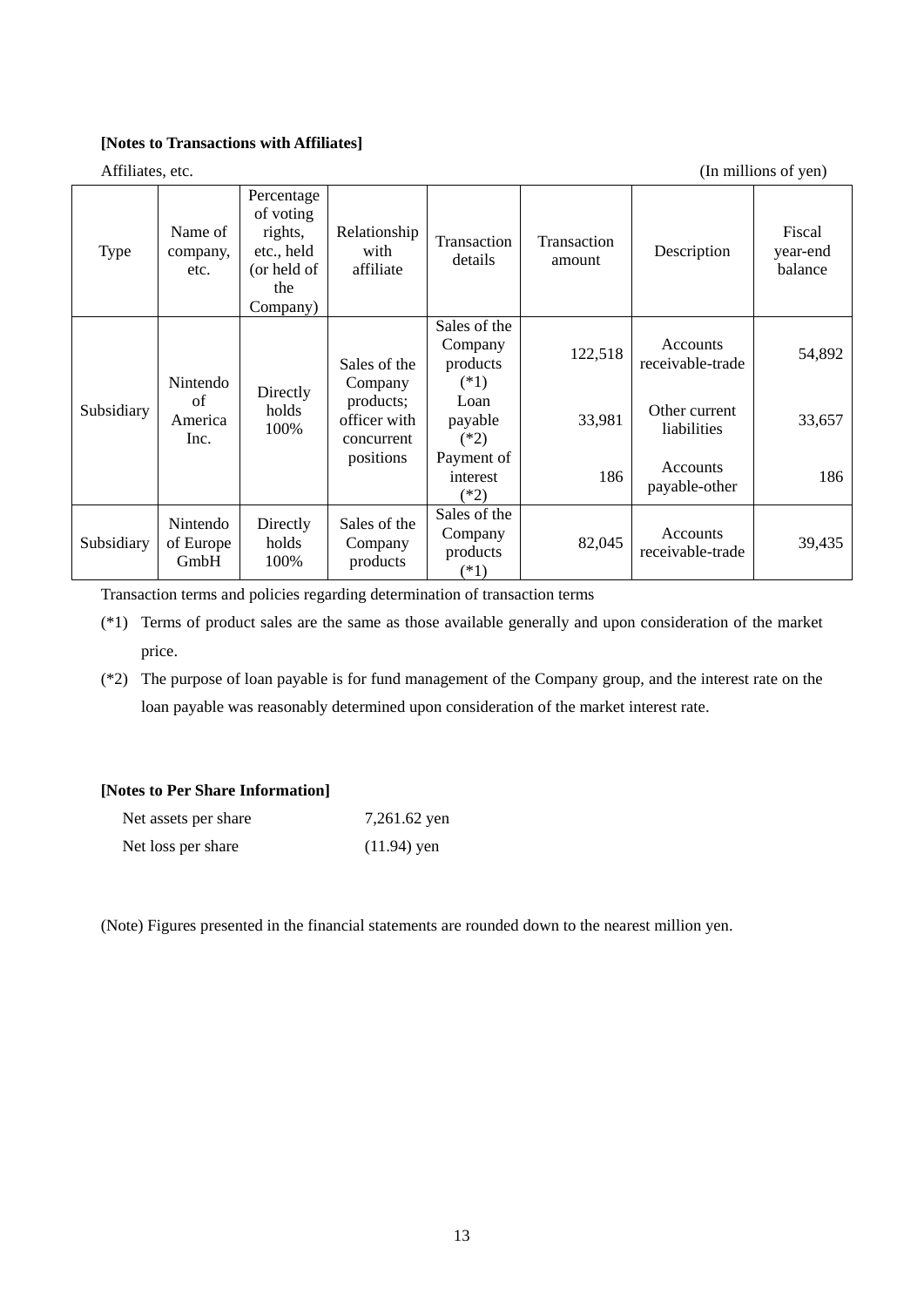**[Notes to Transactions with Affiliates]**

Affiliates, etc. (In millions of yen)

| Type | Name of company, etc. | Percentage of voting rights, etc., held (or held of the Company) | Relationship with affiliate | Transaction details | Transaction amount | Description | Fiscal year-end balance |
|---|---|---|---|---|---|---|---|
| Subsidiary | Nintendo of America Inc. | Directly holds 100% | Sales of the Company products; officer with concurrent positions | Sales of the Company products (*1) | 122,518 | Accounts receivable-trade | 54,892 |
| | | | | Loan payable (*2) | 33,981 | Other current liabilities | 33,657 |
| | | | | Payment of interest (*2) | 186 | Accounts payable-other | 186 |
| Subsidiary | Nintendo of Europe GmbH | Directly holds 100% | Sales of the Company products | Sales of the Company products (*1) | 82,045 | Accounts receivable-trade | 39,435 |

Transaction terms and policies regarding determination of transaction terms

(*1) Terms of product sales are the same as those available generally and upon consideration of the market price.

(*2) The purpose of loan payable is for fund management of the Company group, and the interest rate on the loan payable was reasonably determined upon consideration of the market interest rate.

**[Notes to Per Share Information]**

| | |
|---|---|
| Net assets per share | 7,261.62 yen |
| Net loss per share | (11.94) yen |

(Note) Figures presented in the financial statements are rounded down to the nearest million yen.